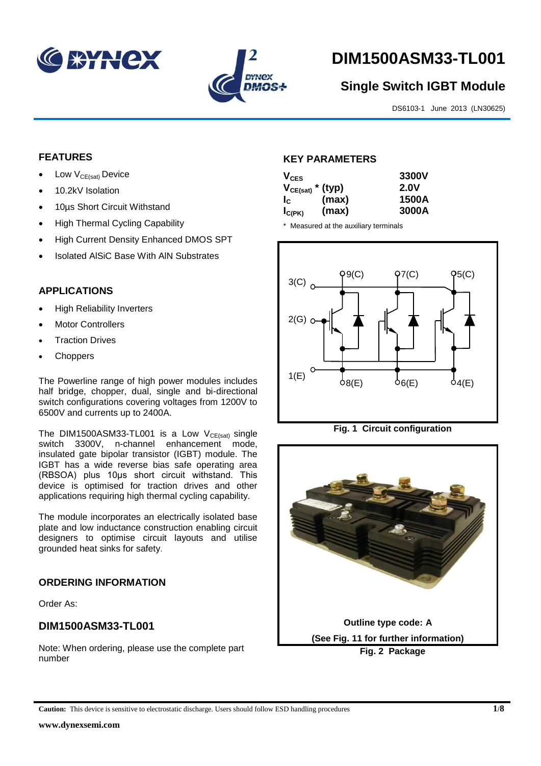# DIM1500ASM33-TL001

## Single Switch IGBT Module

DS6103-1 June 2013 (LN30625)

## FEATURES

- Low $V_{CE(sat)}$ Device
- 10.2kV Isolation
- 10µs Short Circuit Withstand
- High Thermal Cycling Capability
- High Current Density Enhanced DMOS SPT
- Isolated AlSiC Base With AlN Substrates

## APPLICATIONS

- High Reliability Inverters
- Motor Controllers
- Traction Drives
- Choppers

The Powerline range of high power modules includes half bridge, chopper, dual, single and bi-directional switch configurations covering voltages from 1200V to 6500V and currents up to 2400A.

The DIM1500ASM33-TL001 is a Low $V_{CE(sat)}$ single switch 3300V, n-channel enhancement mode, insulated gate bipolar transistor (IGBT) module. The IGBT has a wide reverse bias safe operating area (RBSOA) plus 10µs short circuit withstand. This device is optimised for traction drives and other applications requiring high thermal cycling capability.

The module incorporates an electrically isolated base plate and low inductance construction enabling circuit designers to optimise circuit layouts and utilise grounded heat sinks for safety.

## ORDERING INFORMATION

Order As:

### DIM1500ASM33-TL001

Note: When ordering, please use the complete part number

## KEY PARAMETERS

| | | |
|---|---|---|
| $V_{CES}$ | | 3300V |
| $V_{CE(sat)}$ * | (typ) | 2.0V |
| $I_C$ | (max) | 1500A |
| $I_{C(PK)}$ | (max) | 3000A |

\* Measured at the auxiliary terminals

**Fig. 1 Circuit configuration**

Outline type code: A

(See Fig. 11 for further information)

**Fig. 2 Package**

**Caution:** This device is sensitive to electrostatic discharge. Users should follow ESD handling procedures

www.dynexsemi.com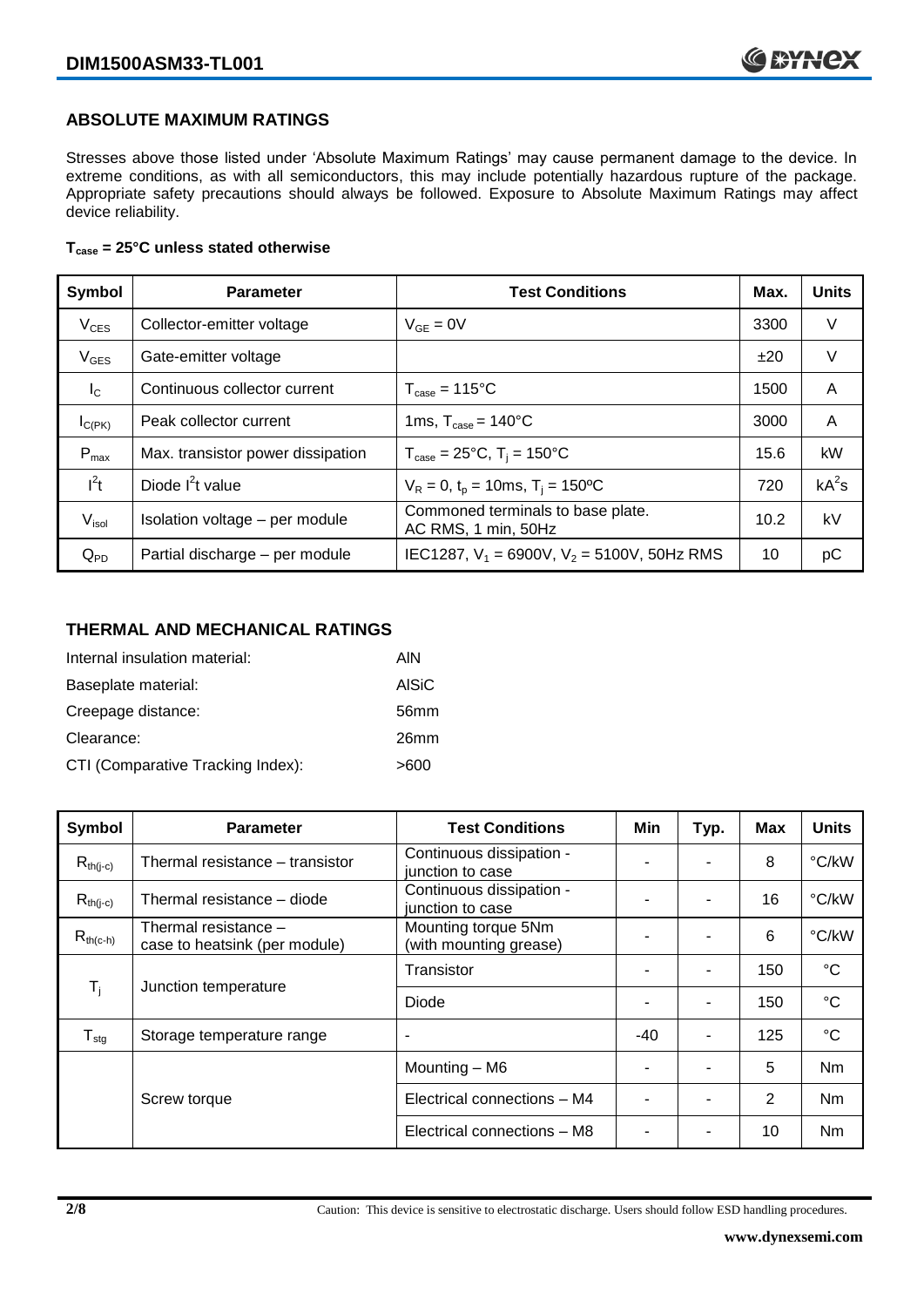## ABSOLUTE MAXIMUM RATINGS

Stresses above those listed under 'Absolute Maximum Ratings' may cause permanent damage to the device. In extreme conditions, as with all semiconductors, this may include potentially hazardous rupture of the package. Appropriate safety precautions should always be followed. Exposure to Absolute Maximum Ratings may affect device reliability.

**$T_{case}$ = 25°C unless stated otherwise**

| Symbol | Parameter | Test Conditions | Max. | Units |
|---|---|---|---|---|
| $V_{CES}$ | Collector-emitter voltage | $V_{GE}$ = 0V | 3300 | V |
| $V_{GES}$ | Gate-emitter voltage | | ±20 | V |
| $I_C$ | Continuous collector current | $T_{case}$ = 115°C | 1500 | A |
| $I_{C(PK)}$ | Peak collector current | 1ms, $T_{case}$ = 140°C | 3000 | A |
| $P_{max}$ | Max. transistor power dissipation | $T_{case}$ = 25°C, $T_j$ = 150°C | 15.6 | kW |
| $I^2t$ | Diode $I^2t$ value | $V_R$ = 0, $t_p$ = 10ms, $T_j$ = 150ºC | 720 | $kA^2s$ |
| $V_{isol}$ | Isolation voltage – per module | Commoned terminals to base plate. AC RMS, 1 min, 50Hz | 10.2 | kV |
| $Q_{PD}$ | Partial discharge – per module | IEC1287, $V_1$ = 6900V, $V_2$ = 5100V, 50Hz RMS | 10 | pC |

## THERMAL AND MECHANICAL RATINGS

Internal insulation material: AlN

Baseplate material: AlSiC

Creepage distance: 56mm

Clearance: 26mm

CTI (Comparative Tracking Index): >600

| Symbol | Parameter | Test Conditions | Min | Typ. | Max | Units |
|---|---|---|---|---|---|---|
| $R_{th(j-c)}$ | Thermal resistance – transistor | Continuous dissipation - junction to case | - | - | 8 | °C/kW |
| $R_{th(j-c)}$ | Thermal resistance – diode | Continuous dissipation - junction to case | - | - | 16 | °C/kW |
| $R_{th(c-h)}$ | Thermal resistance – case to heatsink (per module) | Mounting torque 5Nm (with mounting grease) | - | - | 6 | °C/kW |
| $T_j$ | Junction temperature | Transistor | - | - | 150 | °C |
| | | Diode | - | - | 150 | °C |
| $T_{stg}$ | Storage temperature range | - | -40 | - | 125 | °C |
| | Screw torque | Mounting – M6 | - | - | 5 | Nm |
| | | Electrical connections – M4 | - | - | 2 | Nm |
| | | Electrical connections – M8 | - | - | 10 | Nm |

Caution: This device is sensitive to electrostatic discharge. Users should follow ESD handling procedures.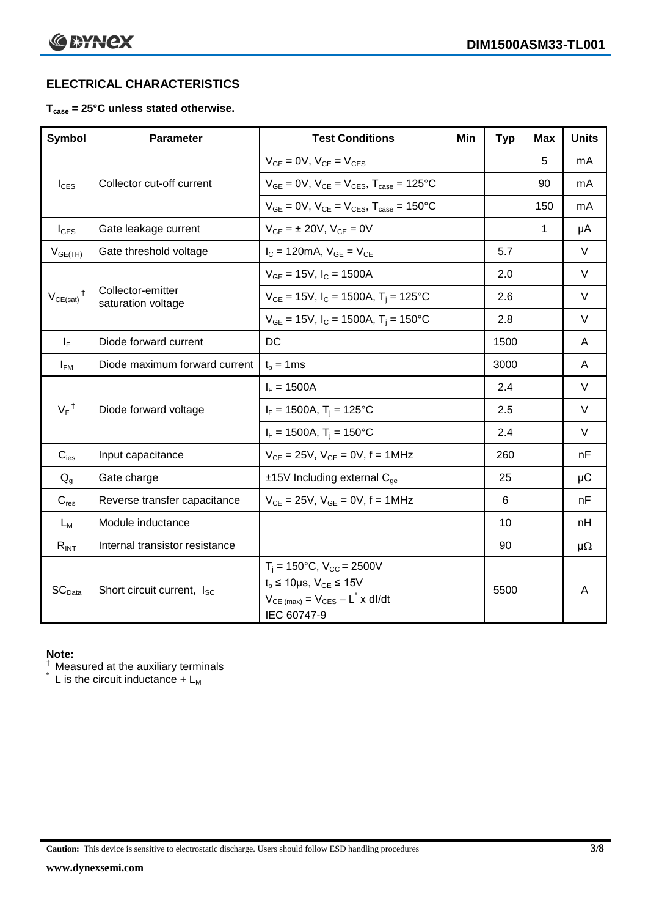## ELECTRICAL CHARACTERISTICS

**$T_{case}$ = 25°C unless stated otherwise.**

| Symbol | Parameter | Test Conditions | Min | Typ | Max | Units |
|---|---|---|---|---|---|---|
| $I_{CES}$ | Collector cut-off current | $V_{GE}$ = 0V, $V_{CE}$ = $V_{CES}$ | | | 5 | mA |
| | | $V_{GE}$ = 0V, $V_{CE}$ = $V_{CES}$, $T_{case}$ = 125°C | | | 90 | mA |
| | | $V_{GE}$ = 0V, $V_{CE}$ = $V_{CES}$, $T_{case}$ = 150°C | | | 150 | mA |
| $I_{GES}$ | Gate leakage current | $V_{GE}$ = ± 20V, $V_{CE}$ = 0V | | | 1 | μA |
| $V_{GE(TH)}$ | Gate threshold voltage | $I_C$ = 120mA, $V_{GE}$ = $V_{CE}$ | | 5.7 | | V |
| $V_{CE(sat)}$ † | Collector-emitter saturation voltage | $V_{GE}$ = 15V, $I_C$ = 1500A | | 2.0 | | V |
| | | $V_{GE}$ = 15V, $I_C$ = 1500A, $T_j$ = 125°C | | 2.6 | | V |
| | | $V_{GE}$ = 15V, $I_C$ = 1500A, $T_j$ = 150°C | | 2.8 | | V |
| $I_F$ | Diode forward current | DC | | 1500 | | A |
| $I_{FM}$ | Diode maximum forward current | $t_p$ = 1ms | | 3000 | | A |
| $V_F$ † | Diode forward voltage | $I_F$ = 1500A | | 2.4 | | V |
| | | $I_F$ = 1500A, $T_j$ = 125°C | | 2.5 | | V |
| | | $I_F$ = 1500A, $T_j$ = 150°C | | 2.4 | | V |
| $C_{ies}$ | Input capacitance | $V_{CE}$ = 25V, $V_{GE}$ = 0V, f = 1MHz | | 260 | | nF |
| $Q_g$ | Gate charge | ±15V Including external $C_{ge}$ | | 25 | | μC |
| $C_{res}$ | Reverse transfer capacitance | $V_{CE}$ = 25V, $V_{GE}$ = 0V, f = 1MHz | | 6 | | nF |
| $L_M$ | Module inductance | | | 10 | | nH |
| $R_{INT}$ | Internal transistor resistance | | | 90 | | μΩ |
| $SC_{Data}$ | Short circuit current, $I_{SC}$ | $T_j$ = 150°C, $V_{CC}$ = 2500V<br>$t_p$ ≤ 10μs, $V_{GE}$ ≤ 15V<br>$V_{CE\ (max)} = V_{CES} - L^* \times dI/dt$<br>IEC 60747-9 | | 5500 | | A |

**Note:**

† Measured at the auxiliary terminals

\* L is the circuit inductance + $L_M$

**Caution:** This device is sensitive to electrostatic discharge. Users should follow ESD handling procedures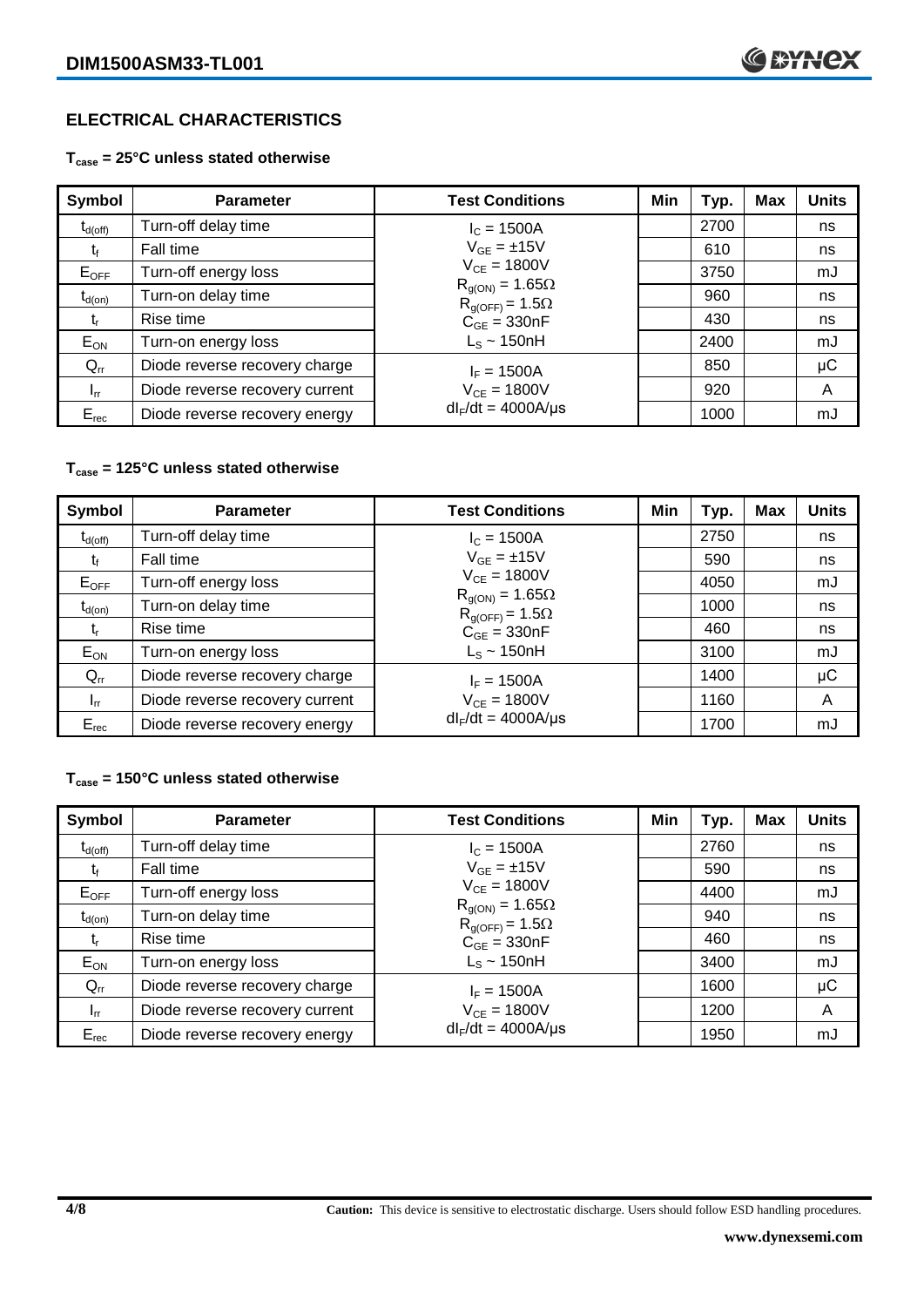## ELECTRICAL CHARACTERISTICS

### $T_{case}$ = 25°C unless stated otherwise

| Symbol | Parameter | Test Conditions | Min | Typ. | Max | Units |
|---|---|---|---|---|---|---|
| $t_{d(off)}$ | Turn-off delay time | $I_C$ = 1500A | | 2700 | | ns |
| $t_f$ | Fall time | $V_{GE}$ = ±15V | | 610 | | ns |
| $E_{OFF}$ | Turn-off energy loss | $V_{CE}$ = 1800V | | 3750 | | mJ |
| $t_{d(on)}$ | Turn-on delay time | $R_{g(ON)}$ = 1.65Ω, $R_{g(OFF)}$ = 1.5Ω | | 960 | | ns |
| $t_r$ | Rise time | $C_{GE}$ = 330nF | | 430 | | ns |
| $E_{ON}$ | Turn-on energy loss | $L_S$ ~ 150nH | | 2400 | | mJ |
| $Q_{rr}$ | Diode reverse recovery charge | $I_F$ = 1500A | | 850 | | μC |
| $I_{rr}$ | Diode reverse recovery current | $V_{CE}$ = 1800V | | 920 | | A |
| $E_{rec}$ | Diode reverse recovery energy | $dI_F/dt$ = 4000A/μs | | 1000 | | mJ |

### $T_{case}$ = 125°C unless stated otherwise

| Symbol | Parameter | Test Conditions | Min | Typ. | Max | Units |
|---|---|---|---|---|---|---|
| $t_{d(off)}$ | Turn-off delay time | $I_C$ = 1500A | | 2750 | | ns |
| $t_f$ | Fall time | $V_{GE}$ = ±15V | | 590 | | ns |
| $E_{OFF}$ | Turn-off energy loss | $V_{CE}$ = 1800V | | 4050 | | mJ |
| $t_{d(on)}$ | Turn-on delay time | $R_{g(ON)}$ = 1.65Ω, $R_{g(OFF)}$ = 1.5Ω | | 1000 | | ns |
| $t_r$ | Rise time | $C_{GE}$ = 330nF | | 460 | | ns |
| $E_{ON}$ | Turn-on energy loss | $L_S$ ~ 150nH | | 3100 | | mJ |
| $Q_{rr}$ | Diode reverse recovery charge | $I_F$ = 1500A | | 1400 | | μC |
| $I_{rr}$ | Diode reverse recovery current | $V_{CE}$ = 1800V | | 1160 | | A |
| $E_{rec}$ | Diode reverse recovery energy | $dI_F/dt$ = 4000A/μs | | 1700 | | mJ |

### $T_{case}$ = 150°C unless stated otherwise

| Symbol | Parameter | Test Conditions | Min | Typ. | Max | Units |
|---|---|---|---|---|---|---|
| $t_{d(off)}$ | Turn-off delay time | $I_C$ = 1500A | | 2760 | | ns |
| $t_f$ | Fall time | $V_{GE}$ = ±15V | | 590 | | ns |
| $E_{OFF}$ | Turn-off energy loss | $V_{CE}$ = 1800V | | 4400 | | mJ |
| $t_{d(on)}$ | Turn-on delay time | $R_{g(ON)}$ = 1.65Ω, $R_{g(OFF)}$ = 1.5Ω | | 940 | | ns |
| $t_r$ | Rise time | $C_{GE}$ = 330nF | | 460 | | ns |
| $E_{ON}$ | Turn-on energy loss | $L_S$ ~ 150nH | | 3400 | | mJ |
| $Q_{rr}$ | Diode reverse recovery charge | $I_F$ = 1500A | | 1600 | | μC |
| $I_{rr}$ | Diode reverse recovery current | $V_{CE}$ = 1800V | | 1200 | | A |
| $E_{rec}$ | Diode reverse recovery energy | $dI_F/dt$ = 4000A/μs | | 1950 | | mJ |

**Caution:** This device is sensitive to electrostatic discharge. Users should follow ESD handling procedures.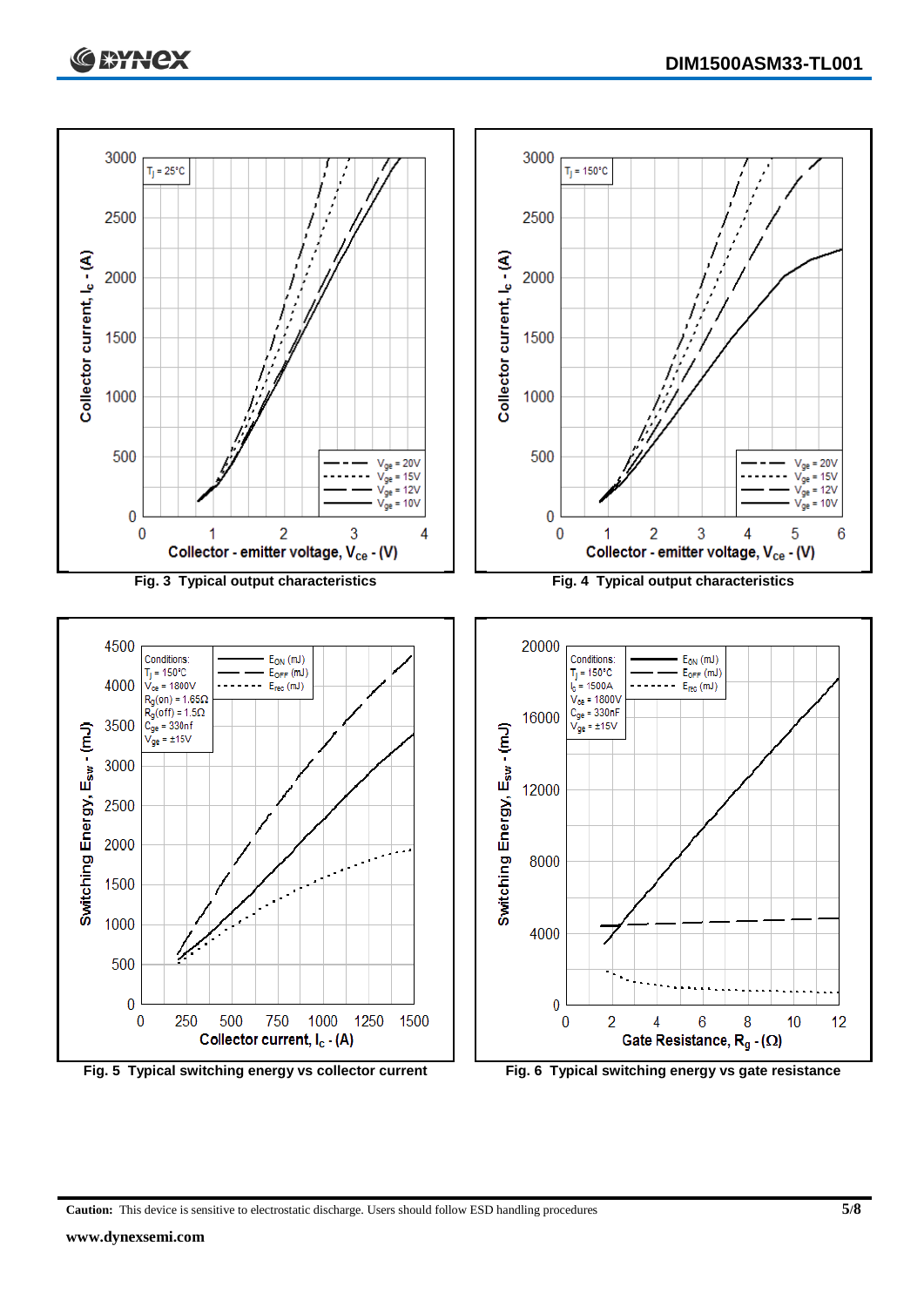Fig. 3 Typical output characteristics

Fig. 4 Typical output characteristics

Fig. 5 Typical switching energy vs collector current

Fig. 6 Typical switching energy vs gate resistance

**Caution:** This device is sensitive to electrostatic discharge. Users should follow ESD handling procedures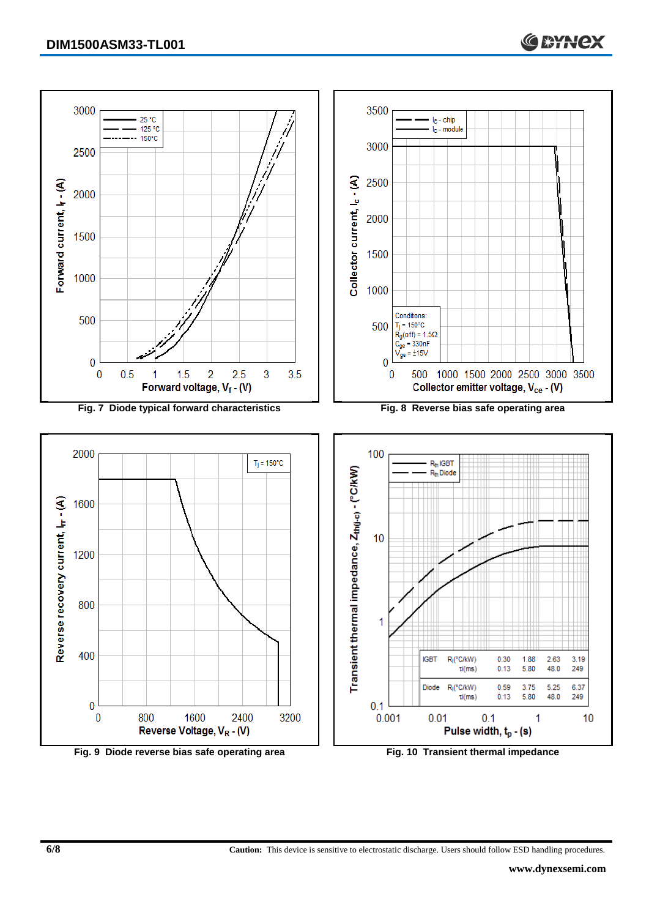Fig. 7 Diode typical forward characteristics

Fig. 8 Reverse bias safe operating area

Fig. 9 Diode reverse bias safe operating area

Fig. 10 Transient thermal impedance

| | | | | | |
|---|---|---|---|---|---|
| IGBT | $R_i$(°C/kW) | 0.30 | 1.88 | 2.63 | 3.19 |
| | $\tau_i$(ms) | 0.13 | 5.80 | 48.0 | 249 |
| Diode | $R_i$(°C/kW) | 0.59 | 3.75 | 5.25 | 6.37 |
| | $\tau_i$(ms) | 0.13 | 5.80 | 48.0 | 249 |

**Caution:** This device is sensitive to electrostatic discharge. Users should follow ESD handling procedures.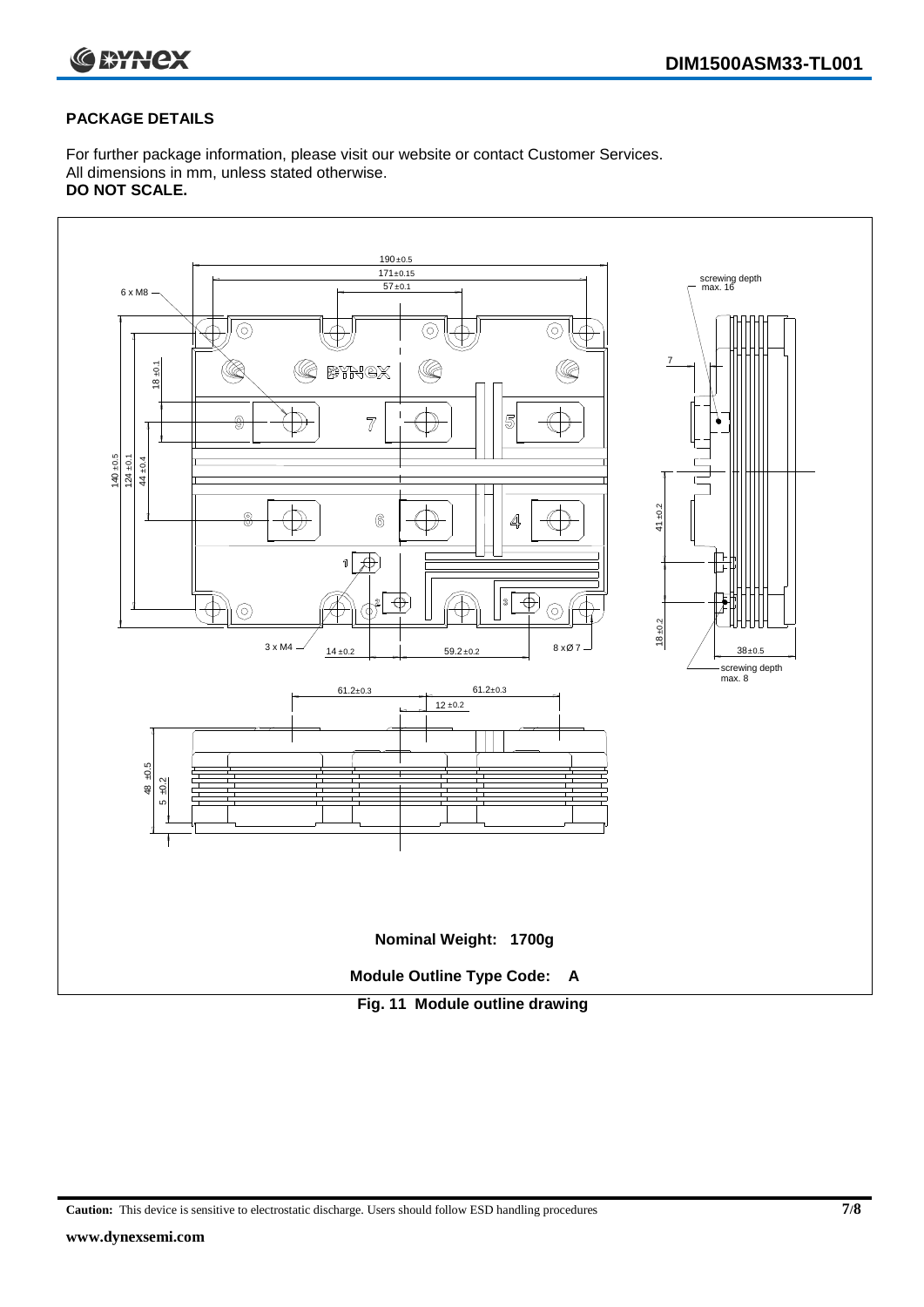## PACKAGE DETAILS

For further package information, please visit our website or contact Customer Services.
All dimensions in mm, unless stated otherwise.
**DO NOT SCALE.**

**Nominal Weight: 1700g**

**Module Outline Type Code: A**

**Fig. 11 Module outline drawing**

**Caution:** This device is sensitive to electrostatic discharge. Users should follow ESD handling procedures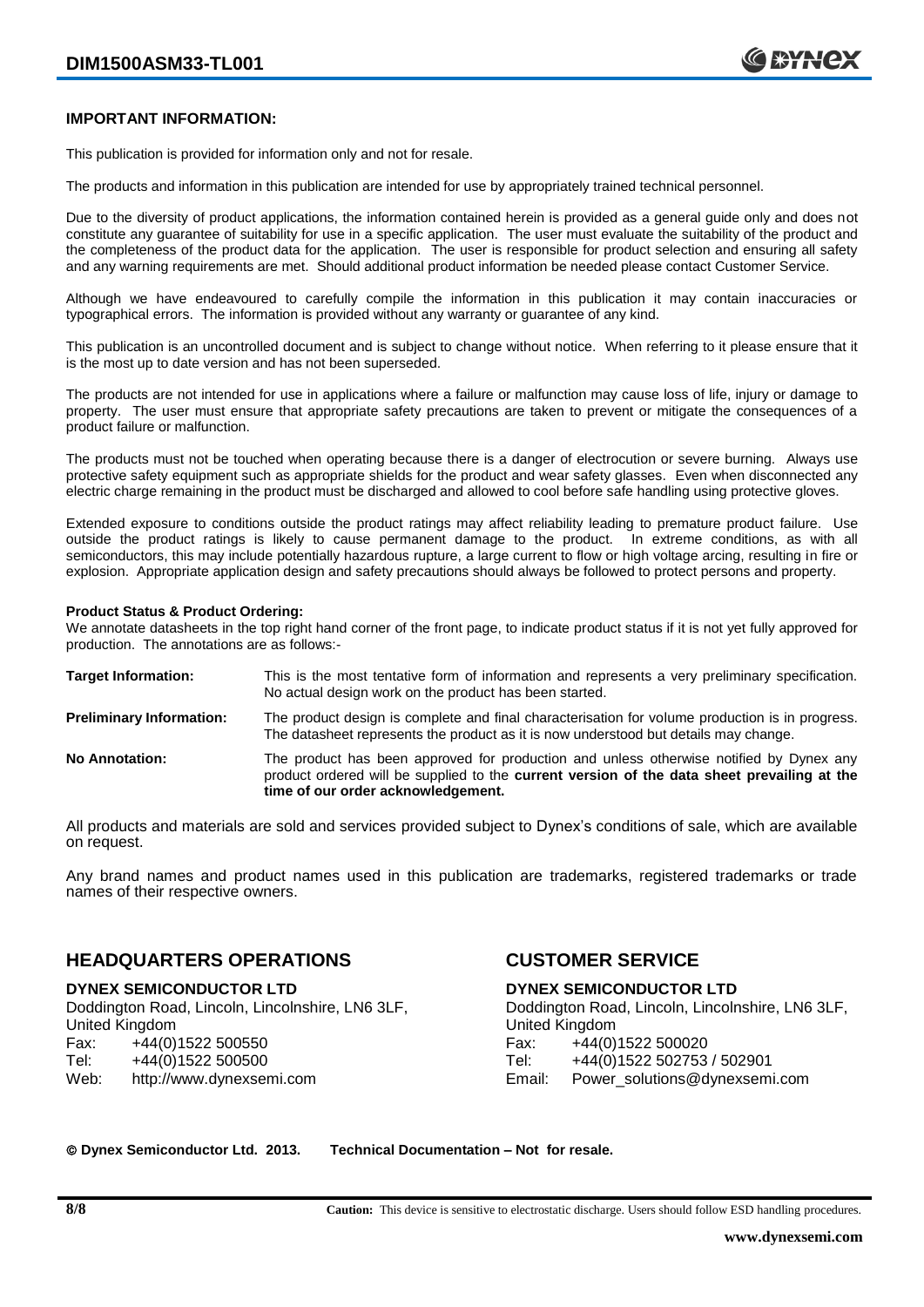### IMPORTANT INFORMATION:

This publication is provided for information only and not for resale.

The products and information in this publication are intended for use by appropriately trained technical personnel.

Due to the diversity of product applications, the information contained herein is provided as a general guide only and does not constitute any guarantee of suitability for use in a specific application. The user must evaluate the suitability of the product and the completeness of the product data for the application. The user is responsible for product selection and ensuring all safety and any warning requirements are met. Should additional product information be needed please contact Customer Service.

Although we have endeavoured to carefully compile the information in this publication it may contain inaccuracies or typographical errors. The information is provided without any warranty or guarantee of any kind.

This publication is an uncontrolled document and is subject to change without notice. When referring to it please ensure that it is the most up to date version and has not been superseded.

The products are not intended for use in applications where a failure or malfunction may cause loss of life, injury or damage to property. The user must ensure that appropriate safety precautions are taken to prevent or mitigate the consequences of a product failure or malfunction.

The products must not be touched when operating because there is a danger of electrocution or severe burning. Always use protective safety equipment such as appropriate shields for the product and wear safety glasses. Even when disconnected any electric charge remaining in the product must be discharged and allowed to cool before safe handling using protective gloves.

Extended exposure to conditions outside the product ratings may affect reliability leading to premature product failure. Use outside the product ratings is likely to cause permanent damage to the product. In extreme conditions, as with all semiconductors, this may include potentially hazardous rupture, a large current to flow or high voltage arcing, resulting in fire or explosion. Appropriate application design and safety precautions should always be followed to protect persons and property.

**Product Status & Product Ordering:**
We annotate datasheets in the top right hand corner of the front page, to indicate product status if it is not yet fully approved for production. The annotations are as follows:-

| | |
|---|---|
| **Target Information:** | This is the most tentative form of information and represents a very preliminary specification. No actual design work on the product has been started. |
| **Preliminary Information:** | The product design is complete and final characterisation for volume production is in progress. The datasheet represents the product as it is now understood but details may change. |
| **No Annotation:** | The product has been approved for production and unless otherwise notified by Dynex any product ordered will be supplied to the **current version of the data sheet prevailing at the time of our order acknowledgement.** |

All products and materials are sold and services provided subject to Dynex's conditions of sale, which are available on request.

Any brand names and product names used in this publication are trademarks, registered trademarks or trade names of their respective owners.

## HEADQUARTERS OPERATIONS

**DYNEX SEMICONDUCTOR LTD**
Doddington Road, Lincoln, Lincolnshire, LN6 3LF, United Kingdom
Fax: +44(0)1522 500550
Tel: +44(0)1522 500500
Web: http://www.dynexsemi.com

## CUSTOMER SERVICE

**DYNEX SEMICONDUCTOR LTD**
Doddington Road, Lincoln, Lincolnshire, LN6 3LF, United Kingdom
Fax: +44(0)1522 500020
Tel: +44(0)1522 502753 / 502901
Email: Power_solutions@dynexsemi.com

**© Dynex Semiconductor Ltd. 2013. Technical Documentation – Not for resale.**